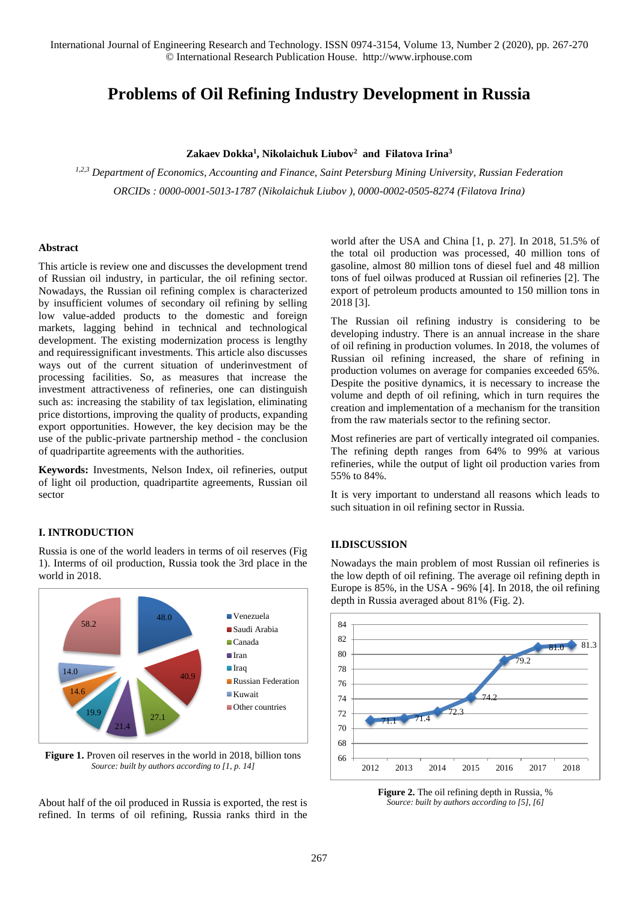# Problems of Oil Refining Industry Development in Russia

**Zakaev Dokka[1], Nikolaichuk Liubov[2] and Filatova Irina[3]**

*[1,2,3] Department of Economics, Accounting and Finance, Saint Petersburg Mining University, Russian Federation*

*ORCIDs : 0000-0001-5013-1787 (Nikolaichuk Liubov ), 0000-0002-0505-8274 (Filatova Irina)*

### Abstract

This article is review one and discusses the development trend of Russian oil industry, in particular, the oil refining sector. Nowadays, the Russian oil refining complex is characterized by insufficient volumes of secondary oil refining by selling low value-added products to the domestic and foreign markets, lagging behind in technical and technological development. The existing modernization process is lengthy and requiressignificant investments. This article also discusses ways out of the current situation of underinvestment of processing facilities. So, as measures that increase the investment attractiveness of refineries, one can distinguish such as: increasing the stability of tax legislation, eliminating price distortions, improving the quality of products, expanding export opportunities. However, the key decision may be the use of the public-private partnership method - the conclusion of quadripartite agreements with the authorities.

**Keywords:** Investments, Nelson Index, oil refineries, output of light oil production, quadripartite agreements, Russian oil sector

## I. INTRODUCTION

Russia is one of the world leaders in terms of oil reserves (Fig 1). Interms of oil production, Russia took the 3rd place in the world in 2018.

**Figure 1.** Proven oil reserves in the world in 2018, billion tons
*Source: built by authors according to [1, p. 14]*

About half of the oil produced in Russia is exported, the rest is refined. In terms of oil refining, Russia ranks third in the world after the USA and China [1, p. 27]. In 2018, 51.5% of the total oil production was processed, 40 million tons of gasoline, almost 80 million tons of diesel fuel and 48 million tons of fuel oilwas produced at Russian oil refineries [2]. The export of petroleum products amounted to 150 million tons in 2018 [3].

The Russian oil refining industry is considering to be developing industry. There is an annual increase in the share of oil refining in production volumes. In 2018, the volumes of Russian oil refining increased, the share of refining in production volumes on average for companies exceeded 65%. Despite the positive dynamics, it is necessary to increase the volume and depth of oil refining, which in turn requires the creation and implementation of a mechanism for the transition from the raw materials sector to the refining sector.

Most refineries are part of vertically integrated oil companies. The refining depth ranges from 64% to 99% at various refineries, while the output of light oil production varies from 55% to 84%.

It is very important to understand all reasons which leads to such situation in oil refining sector in Russia.

## II.DISCUSSION

Nowadays the main problem of most Russian oil refineries is the low depth of oil refining. The average oil refining depth in Europe is 85%, in the USA - 96% [4]. In 2018, the oil refining depth in Russia averaged about 81% (Fig. 2).

**Figure 2.** The oil refining depth in Russia, %
*Source: built by authors according to [5], [6]*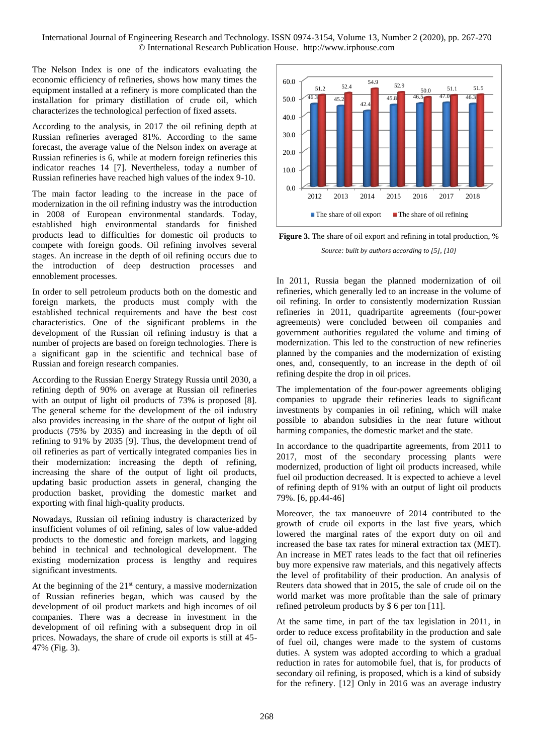The Nelson Index is one of the indicators evaluating the economic efficiency of refineries, shows how many times the equipment installed at a refinery is more complicated than the installation for primary distillation of crude oil, which characterizes the technological perfection of fixed assets.

According to the analysis, in 2017 the oil refining depth at Russian refineries averaged 81%. According to the same forecast, the average value of the Nelson index on average at Russian refineries is 6, while at modern foreign refineries this indicator reaches 14 [7]. Nevertheless, today a number of Russian refineries have reached high values of the index 9-10.

The main factor leading to the increase in the pace of modernization in the oil refining industry was the introduction in 2008 of European environmental standards. Today, established high environmental standards for finished products lead to difficulties for domestic oil products to compete with foreign goods. Oil refining involves several stages. An increase in the depth of oil refining occurs due to the introduction of deep destruction processes and ennoblement processes.

In order to sell petroleum products both on the domestic and foreign markets, the products must comply with the established technical requirements and have the best cost characteristics. One of the significant problems in the development of the Russian oil refining industry is that a number of projects are based on foreign technologies. There is a significant gap in the scientific and technical base of Russian and foreign research companies.

According to the Russian Energy Strategy Russia until 2030, a refining depth of 90% on average at Russian oil refineries with an output of light oil products of 73% is proposed [8]. The general scheme for the development of the oil industry also provides increasing in the share of the output of light oil products (75% by 2035) and increasing in the depth of oil refining to 91% by 2035 [9]. Thus, the development trend of oil refineries as part of vertically integrated companies lies in their modernization: increasing the depth of refining, increasing the share of the output of light oil products, updating basic production assets in general, changing the production basket, providing the domestic market and exporting with final high-quality products.

Nowadays, Russian oil refining industry is characterized by insufficient volumes of oil refining, sales of low value-added products to the domestic and foreign markets, and lagging behind in technical and technological development. The existing modernization process is lengthy and requires significant investments.

At the beginning of the 21st century, a massive modernization of Russian refineries began, which was caused by the development of oil product markets and high incomes of oil companies. There was a decrease in investment in the development of oil refining with a subsequent drop in oil prices. Nowadays, the share of crude oil exports is still at 45-47% (Fig. 3).

| Year | The share of oil export | The share of oil refining |
|---|---|---|
| 2012 | 46.3 | 51.2 |
| 2013 | 45.2 | 52.4 |
| 2014 | 42.4 | 54.9 |
| 2015 | 45.8 | 52.9 |
| 2016 | 46.5 | 50.0 |
| 2017 | 47.0 | 51.1 |
| 2018 | 46.3 | 51.5 |

**Figure 3.** The share of oil export and refining in total production, %

*Source: built by authors according to [5], [10]*

In 2011, Russia began the planned modernization of oil refineries, which generally led to an increase in the volume of oil refining. In order to consistently modernization Russian refineries in 2011, quadripartite agreements (four-power agreements) were concluded between oil companies and government authorities regulated the volume and timing of modernization. This led to the construction of new refineries planned by the companies and the modernization of existing ones, and, consequently, to an increase in the depth of oil refining despite the drop in oil prices.

The implementation of the four-power agreements obliging companies to upgrade their refineries leads to significant investments by companies in oil refining, which will make possible to abandon subsidies in the near future without harming companies, the domestic market and the state.

In accordance to the quadripartite agreements, from 2011 to 2017, most of the secondary processing plants were modernized, production of light oil products increased, while fuel oil production decreased. It is expected to achieve a level of refining depth of 91% with an output of light oil products 79%. [6, pp.44-46]

Moreover, the tax manoeuvre of 2014 contributed to the growth of crude oil exports in the last five years, which lowered the marginal rates of the export duty on oil and increased the base tax rates for mineral extraction tax (MET). An increase in MET rates leads to the fact that oil refineries buy more expensive raw materials, and this negatively affects the level of profitability of their production. An analysis of Reuters data showed that in 2015, the sale of crude oil on the world market was more profitable than the sale of primary refined petroleum products by $ 6 per ton [11].

At the same time, in part of the tax legislation in 2011, in order to reduce excess profitability in the production and sale of fuel oil, changes were made to the system of customs duties. A system was adopted according to which a gradual reduction in rates for automobile fuel, that is, for products of secondary oil refining, is proposed, which is a kind of subsidy for the refinery. [12] Only in 2016 was an average industry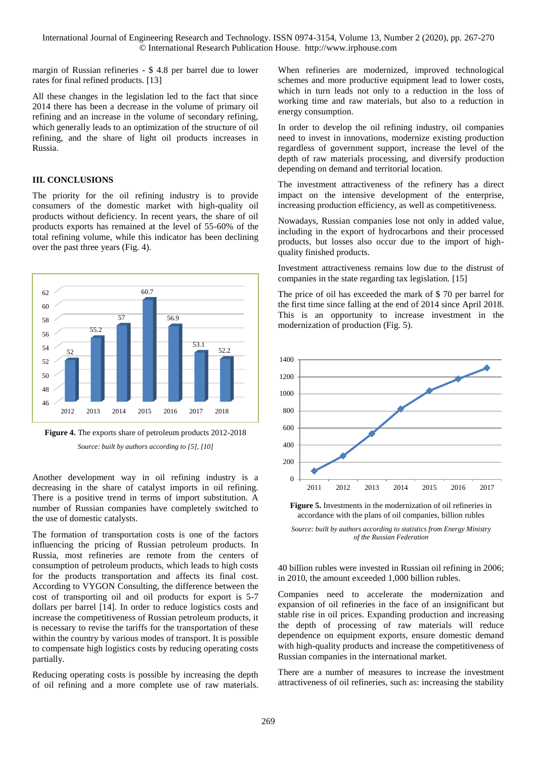margin of Russian refineries - $ 4.8 per barrel due to lower rates for final refined products. [13]

All these changes in the legislation led to the fact that since 2014 there has been a decrease in the volume of primary oil refining and an increase in the volume of secondary refining, which generally leads to an optimization of the structure of oil refining, and the share of light oil products increases in Russia.

### III. CONCLUSIONS

The priority for the oil refining industry is to provide consumers of the domestic market with high-quality oil products without deficiency. In recent years, the share of oil products exports has remained at the level of 55-60% of the total refining volume, while this indicator has been declining over the past three years (Fig. 4).

**Figure 4.** The exports share of petroleum products 2012-2018

*Source: built by authors according to [5], [10]*

Another development way in oil refining industry is a decreasing in the share of catalyst imports in oil refining. There is a positive trend in terms of import substitution. A number of Russian companies have completely switched to the use of domestic catalysts.

The formation of transportation costs is one of the factors influencing the pricing of Russian petroleum products. In Russia, most refineries are remote from the centers of consumption of petroleum products, which leads to high costs for the products transportation and affects its final cost. According to VYGON Consulting, the difference between the cost of transporting oil and oil products for export is 5-7 dollars per barrel [14]. In order to reduce logistics costs and increase the competitiveness of Russian petroleum products, it is necessary to revise the tariffs for the transportation of these within the country by various modes of transport. It is possible to compensate high logistics costs by reducing operating costs partially.

Reducing operating costs is possible by increasing the depth of oil refining and a more complete use of raw materials. When refineries are modernized, improved technological schemes and more productive equipment lead to lower costs, which in turn leads not only to a reduction in the loss of working time and raw materials, but also to a reduction in energy consumption.

In order to develop the oil refining industry, oil companies need to invest in innovations, modernize existing production regardless of government support, increase the level of the depth of raw materials processing, and diversify production depending on demand and territorial location.

The investment attractiveness of the refinery has a direct impact on the intensive development of the enterprise, increasing production efficiency, as well as competitiveness.

Nowadays, Russian companies lose not only in added value, including in the export of hydrocarbons and their processed products, but losses also occur due to the import of high-quality finished products.

Investment attractiveness remains low due to the distrust of companies in the state regarding tax legislation. [15]

The price of oil has exceeded the mark of $ 70 per barrel for the first time since falling at the end of 2014 since April 2018. This is an opportunity to increase investment in the modernization of production (Fig. 5).

**Figure 5.** Investments in the modernization of oil refineries in accordance with the plans of oil companies, billion rubles

*Source: built by authors according to statistics from Energy Ministry of the Russian Federation*

40 billion rubles were invested in Russian oil refining in 2006; in 2010, the amount exceeded 1,000 billion rubles.

Companies need to accelerate the modernization and expansion of oil refineries in the face of an insignificant but stable rise in oil prices. Expanding production and increasing the depth of processing of raw materials will reduce dependence on equipment exports, ensure domestic demand with high-quality products and increase the competitiveness of Russian companies in the international market.

There are a number of measures to increase the investment attractiveness of oil refineries, such as: increasing the stability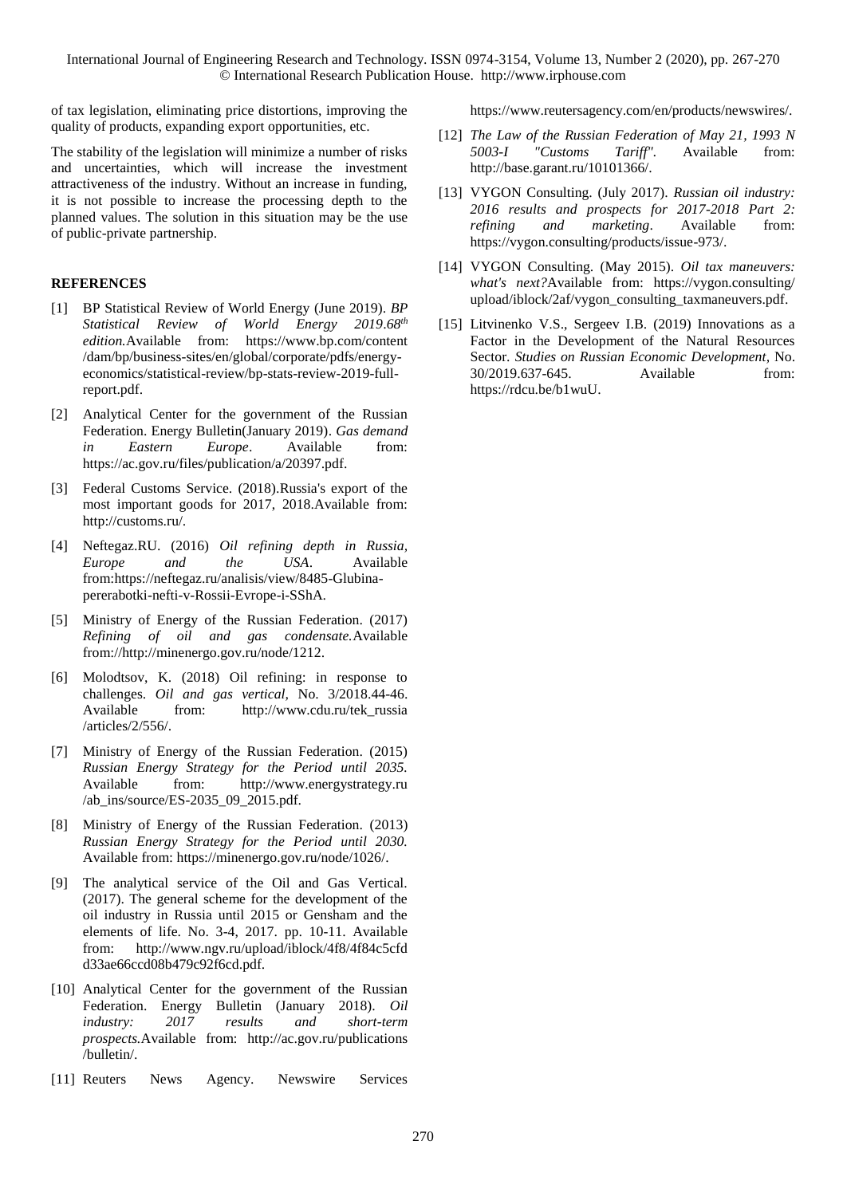of tax legislation, eliminating price distortions, improving the quality of products, expanding export opportunities, etc.

The stability of the legislation will minimize a number of risks and uncertainties, which will increase the investment attractiveness of the industry. Without an increase in funding, it is not possible to increase the processing depth to the planned values. The solution in this situation may be the use of public-private partnership.

## REFERENCES

[1] BP Statistical Review of World Energy (June 2019). *BP Statistical Review of World Energy 2019.68th edition.*Available from: https://www.bp.com/content /dam/bp/business-sites/en/global/corporate/pdfs/energy-economics/statistical-review/bp-stats-review-2019-full-report.pdf.

[2] Analytical Center for the government of the Russian Federation. Energy Bulletin(January 2019). *Gas demand in Eastern Europe*. Available from: https://ac.gov.ru/files/publication/a/20397.pdf.

[3] Federal Customs Service. (2018).Russia's export of the most important goods for 2017, 2018.Available from: http://customs.ru/.

[4] Neftegaz.RU. (2016) *Oil refining depth in Russia, Europe and the USA*. Available from:https://neftegaz.ru/analisis/view/8485-Glubina-pererabotki-nefti-v-Rossii-Evrope-i-SShA.

[5] Ministry of Energy of the Russian Federation. (2017) *Refining of oil and gas condensate.*Available from://http://minenergo.gov.ru/node/1212.

[6] Molodtsov, K. (2018) Oil refining: in response to challenges. *Oil and gas vertical,* No. 3/2018.44-46. Available from: http://www.cdu.ru/tek_russia /articles/2/556/.

[7] Ministry of Energy of the Russian Federation. (2015) *Russian Energy Strategy for the Period until 2035.* Available from: http://www.energystrategy.ru /ab_ins/source/ES-2035_09_2015.pdf.

[8] Ministry of Energy of the Russian Federation. (2013) *Russian Energy Strategy for the Period until 2030.* Available from: https://minenergo.gov.ru/node/1026/.

[9] The analytical service of the Oil and Gas Vertical. (2017). The general scheme for the development of the oil industry in Russia until 2015 or Gensham and the elements of life. No. 3-4, 2017. pp. 10-11. Available from: http://www.ngv.ru/upload/iblock/4f8/4f84c5cfd d33ae66ccd08b479c92f6cd.pdf.

[10] Analytical Center for the government of the Russian Federation. Energy Bulletin (January 2018). *Oil industry: 2017 results and short-term prospects.*Available from: http://ac.gov.ru/publications /bulletin/.

[11] Reuters News Agency. Newswire Services https://www.reutersagency.com/en/products/newswires/.

[12] *The Law of the Russian Federation of May 21, 1993 N 5003-I "Customs Tariff".* Available from: http://base.garant.ru/10101366/.

[13] VYGON Consulting. (July 2017). *Russian oil industry: 2016 results and prospects for 2017-2018 Part 2: refining and marketing*. Available from: https://vygon.consulting/products/issue-973/.

[14] VYGON Consulting. (May 2015). *Oil tax maneuvers: what's next?*Available from: https://vygon.consulting/ upload/iblock/2af/vygon_consulting_taxmaneuvers.pdf.

[15] Litvinenko V.S., Sergeev I.B. (2019) Innovations as a Factor in the Development of the Natural Resources Sector. *Studies on Russian Economic Development,* No. 30/2019.637-645. Available from: https://rdcu.be/b1wuU.